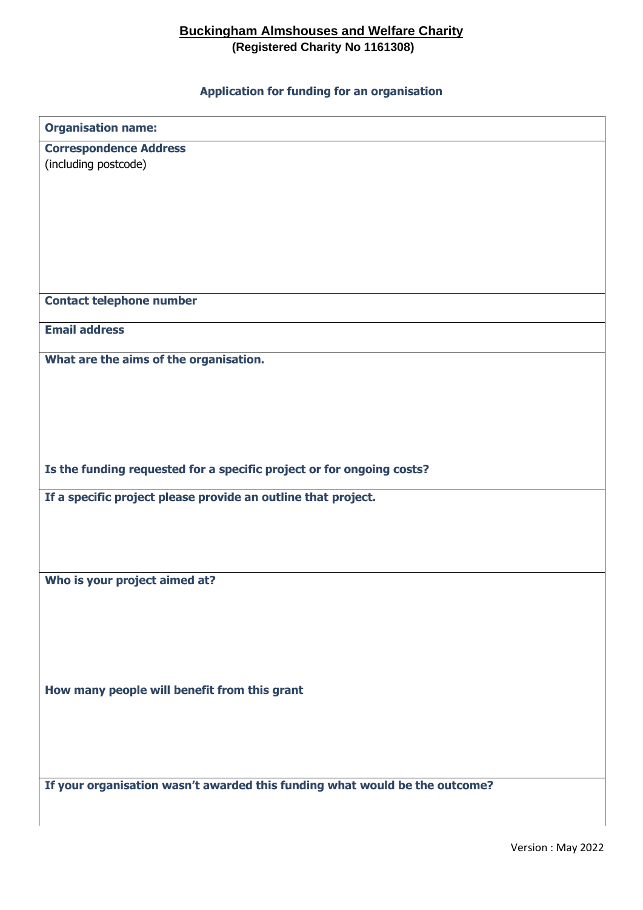# Buckingham Almshouses and Welfare Charity

**(Registered Charity No 1161308)**

## Application for funding for an organisation

| **Organisation name:** |
|---|
| **Correspondence Address**<br>(including postcode) |
| **Contact telephone number** |
| **Email address** |
| **What are the aims of the organisation.**<br><br>**Is the funding requested for a specific project or for ongoing costs?** |
| **If a specific project please provide an outline that project.** |
| **Who is your project aimed at?**<br><br>**How many people will benefit from this grant** |
| **If your organisation wasn't awarded this funding what would be the outcome?** |

Version : May 2022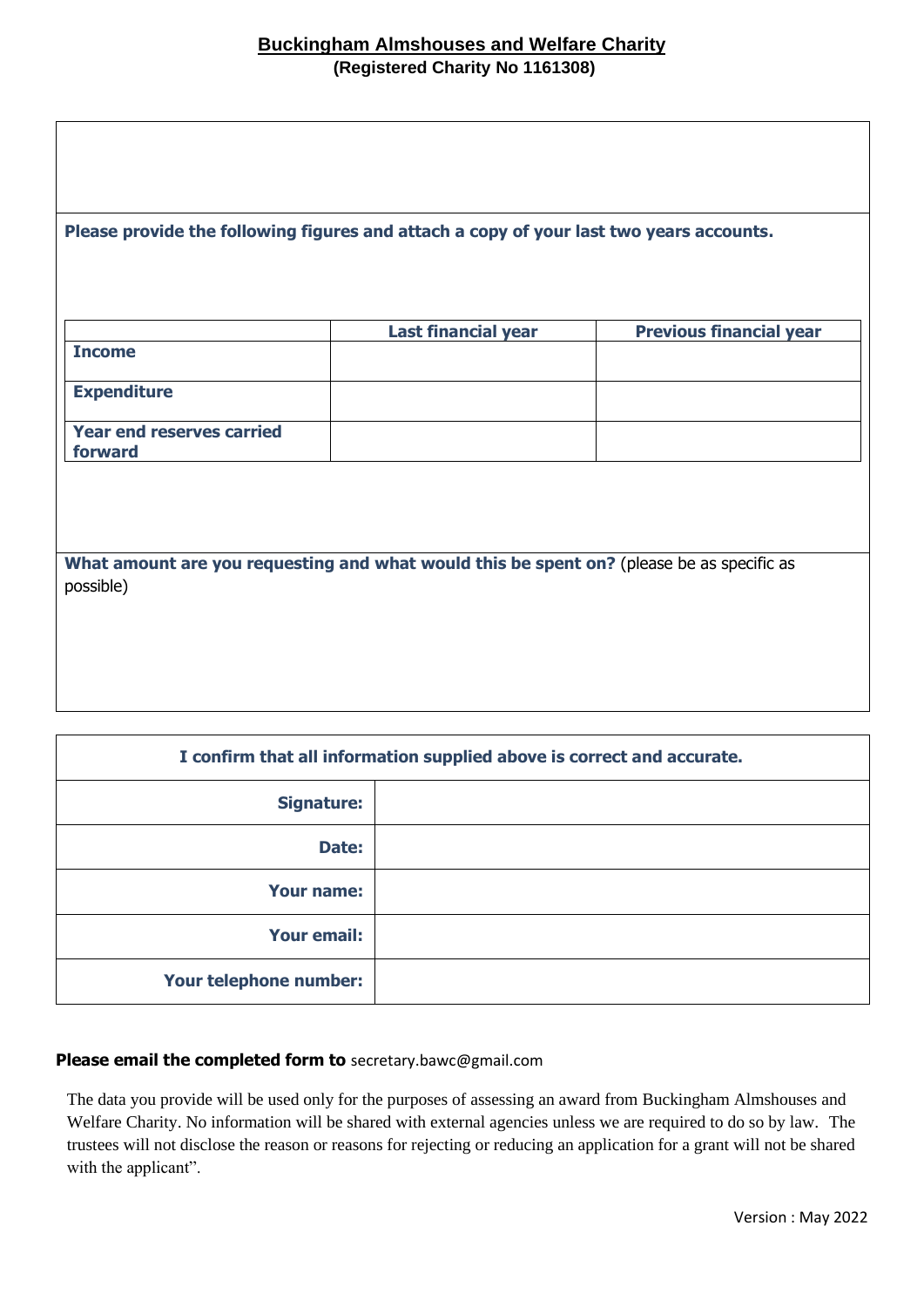## Buckingham Almshouses and Welfare Charity

**(Registered Charity No 1161308)**

**Please provide the following figures and attach a copy of your last two years accounts.**

| | Last financial year | Previous financial year |
|---|---|---|
| **Income** | | |
| **Expenditure** | | |
| **Year end reserves carried forward** | | |

**What amount are you requesting and what would this be spent on?** (please be as specific as possible)

| I confirm that all information supplied above is correct and accurate. | |
|---|---|
| **Signature:** | |
| **Date:** | |
| **Your name:** | |
| **Your email:** | |
| **Your telephone number:** | |

**Please email the completed form to** secretary.bawc@gmail.com

The data you provide will be used only for the purposes of assessing an award from Buckingham Almshouses and Welfare Charity. No information will be shared with external agencies unless we are required to do so by law. The trustees will not disclose the reason or reasons for rejecting or reducing an application for a grant will not be shared with the applicant".

Version : May 2022